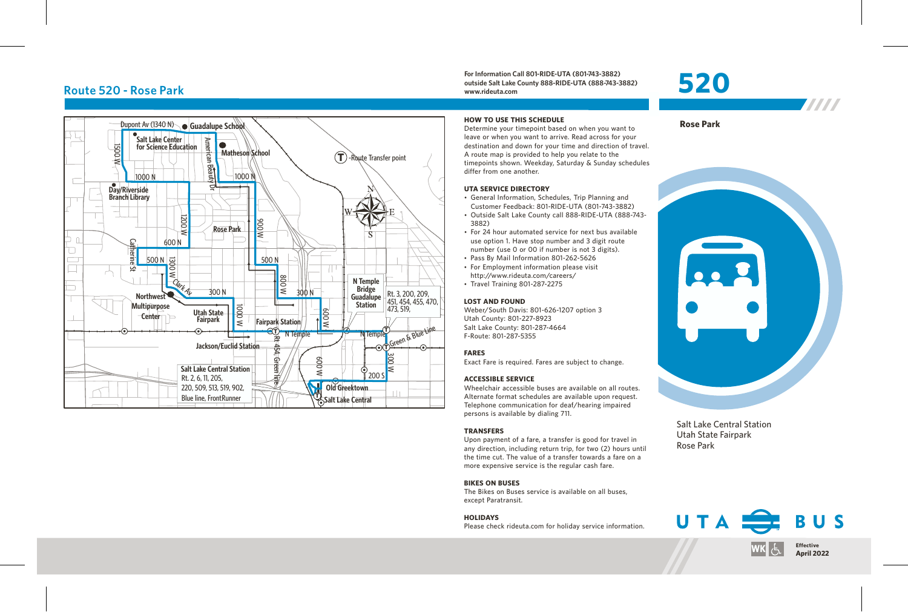# Route 520 - Rose Park

**For Information Call 801-RIDE-UTA (801-743-3882)**
**outside Salt Lake County 888-RIDE-UTA (888-743-3882)**
**www.rideuta.com**

# 520

**Rose Park**

Dupont Av (1340 N) · Guadalupe School · Salt Lake Center for Science Education · Matheson School · 1500 W · American Beauty Dr · 1000 N · Day/Riverside Branch Library · 1200 W · Rose Park · 900 W · 600 N · Catherine St · 500 N · 1300 W · Clark Av · 800 W · 300 N · Northwest Multipurpose Center · Utah State Fairpark · 1000 W · Fairpark Station · 600 W · N Temple · N Temple Bridge Guadalupe Station · Rt. 3, 200, 209, 451, 454, 455, 470, 473, 519, · Green & Blue Line · Jackson/Euclid Station · Rt 454, Green line · 300 W · 200 S · Salt Lake Central Station Rt. 2, 6, 11, 205, 220, 509, 513, 519, 902, Blue line, FrontRunner · Old Greektown · Salt Lake Central · T -Route Transfer point

### HOW TO USE THIS SCHEDULE

Determine your timepoint based on when you want to leave or when you want to arrive. Read across for your destination and down for your time and direction of travel. A route map is provided to help you relate to the timepoints shown. Weekday, Saturday & Sunday schedules differ from one another.

### UTA SERVICE DIRECTORY

- General Information, Schedules, Trip Planning and Customer Feedback: 801-RIDE-UTA (801-743-3882)
- Outside Salt Lake County call 888-RIDE-UTA (888-743-3882)
- For 24 hour automated service for next bus available use option 1. Have stop number and 3 digit route number (use 0 or 00 if number is not 3 digits).
- Pass By Mail Information 801-262-5626
- For Employment information please visit http://www.rideuta.com/careers/
- Travel Training 801-287-2275

### LOST AND FOUND

Weber/South Davis: 801-626-1207 option 3
Utah County: 801-227-8923
Salt Lake County: 801-287-4664
F-Route: 801-287-5355

### FARES

Exact Fare is required. Fares are subject to change.

### ACCESSIBLE SERVICE

Wheelchair accessible buses are available on all routes. Alternate format schedules are available upon request. Telephone communication for deaf/hearing impaired persons is available by dialing 711.

### TRANSFERS

Upon payment of a fare, a transfer is good for travel in any direction, including return trip, for two (2) hours until the time cut. The value of a transfer towards a fare on a more expensive service is the regular cash fare.

### BIKES ON BUSES

The Bikes on Buses service is available on all buses, except Paratransit.

### HOLIDAYS

Please check rideuta.com for holiday service information.

Salt Lake Central Station
Utah State Fairpark
Rose Park

UTA BUS

WK

**Effective**
**April 2022**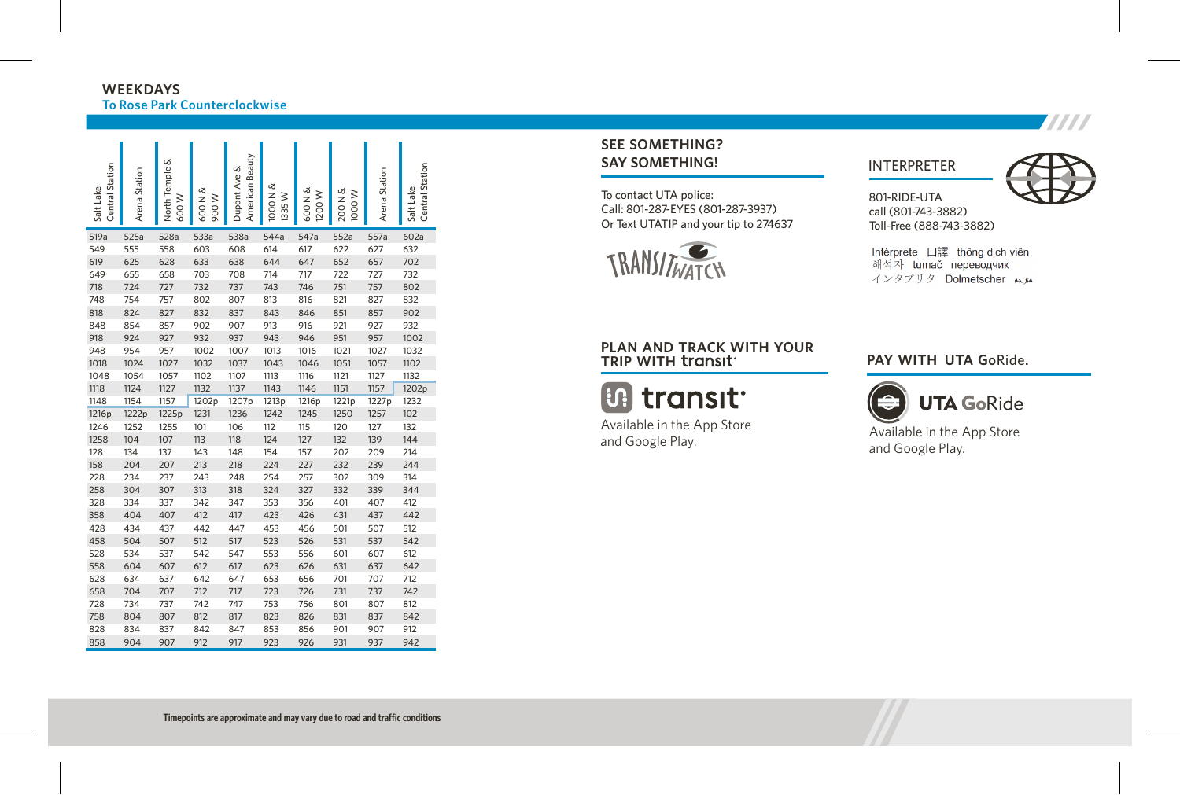## WEEKDAYS

**To Rose Park Counterclockwise**

| Salt Lake Central Station | Arena Station | North Temple & 600 W | 600 N & 900 W | Dupont Ave & American Beauty | 1000 N & 1335 W | 600 N & 1200 W | 200 N & 1000 W | Arena Station | Salt Lake Central Station |
|---|---|---|---|---|---|---|---|---|---|
| 519a | 525a | 528a | 533a | 538a | 544a | 547a | 552a | 557a | 602a |
| 549 | 555 | 558 | 603 | 608 | 614 | 617 | 622 | 627 | 632 |
| 619 | 625 | 628 | 633 | 638 | 644 | 647 | 652 | 657 | 702 |
| 649 | 655 | 658 | 703 | 708 | 714 | 717 | 722 | 727 | 732 |
| 718 | 724 | 727 | 732 | 737 | 743 | 746 | 751 | 757 | 802 |
| 748 | 754 | 757 | 802 | 807 | 813 | 816 | 821 | 827 | 832 |
| 818 | 824 | 827 | 832 | 837 | 843 | 846 | 851 | 857 | 902 |
| 848 | 854 | 857 | 902 | 907 | 913 | 916 | 921 | 927 | 932 |
| 918 | 924 | 927 | 932 | 937 | 943 | 946 | 951 | 957 | 1002 |
| 948 | 954 | 957 | 1002 | 1007 | 1013 | 1016 | 1021 | 1027 | 1032 |
| 1018 | 1024 | 1027 | 1032 | 1037 | 1043 | 1046 | 1051 | 1057 | 1102 |
| 1048 | 1054 | 1057 | 1102 | 1107 | 1113 | 1116 | 1121 | 1127 | 1132 |
| 1118 | 1124 | 1127 | 1132 | 1137 | 1143 | 1146 | 1151 | 1157 | 1202p |
| 1148 | 1154 | 1157 | 1202p | 1207p | 1213p | 1216p | 1221p | 1227p | 1232 |
| 1216p | 1222p | 1225p | 1231 | 1236 | 1242 | 1245 | 1250 | 1257 | 102 |
| 1246 | 1252 | 1255 | 101 | 106 | 112 | 115 | 120 | 127 | 132 |
| 1258 | 104 | 107 | 113 | 118 | 124 | 127 | 132 | 139 | 144 |
| 128 | 134 | 137 | 143 | 148 | 154 | 157 | 202 | 209 | 214 |
| 158 | 204 | 207 | 213 | 218 | 224 | 227 | 232 | 239 | 244 |
| 228 | 234 | 237 | 243 | 248 | 254 | 257 | 302 | 309 | 314 |
| 258 | 304 | 307 | 313 | 318 | 324 | 327 | 332 | 339 | 344 |
| 328 | 334 | 337 | 342 | 347 | 353 | 356 | 401 | 407 | 412 |
| 358 | 404 | 407 | 412 | 417 | 423 | 426 | 431 | 437 | 442 |
| 428 | 434 | 437 | 442 | 447 | 453 | 456 | 501 | 507 | 512 |
| 458 | 504 | 507 | 512 | 517 | 523 | 526 | 531 | 537 | 542 |
| 528 | 534 | 537 | 542 | 547 | 553 | 556 | 601 | 607 | 612 |
| 558 | 604 | 607 | 612 | 617 | 623 | 626 | 631 | 637 | 642 |
| 628 | 634 | 637 | 642 | 647 | 653 | 656 | 701 | 707 | 712 |
| 658 | 704 | 707 | 712 | 717 | 723 | 726 | 731 | 737 | 742 |
| 728 | 734 | 737 | 742 | 747 | 753 | 756 | 801 | 807 | 812 |
| 758 | 804 | 807 | 812 | 817 | 823 | 826 | 831 | 837 | 842 |
| 828 | 834 | 837 | 842 | 847 | 853 | 856 | 901 | 907 | 912 |
| 858 | 904 | 907 | 912 | 917 | 923 | 926 | 931 | 937 | 942 |

### SEE SOMETHING? SAY SOMETHING!

To contact UTA police:
Call: 801-287-EYES (801-287-3937)
Or Text UTATIP and your tip to 274637

TRANSITWATCH

### INTERPRETER

801-RIDE-UTA
call (801-743-3882)
Toll-Free (888-743-3882)

Intérprete 口譯 thông dịch viên
해석자 tumač переводчик
インタプリタ Dolmetscher

### PLAN AND TRACK WITH YOUR TRIP WITH transit

transit

Available in the App Store and Google Play.

### PAY WITH UTA GoRide.

UTA GoRide

Available in the App Store and Google Play.

Timepoints are approximate and may vary due to road and traffic conditions